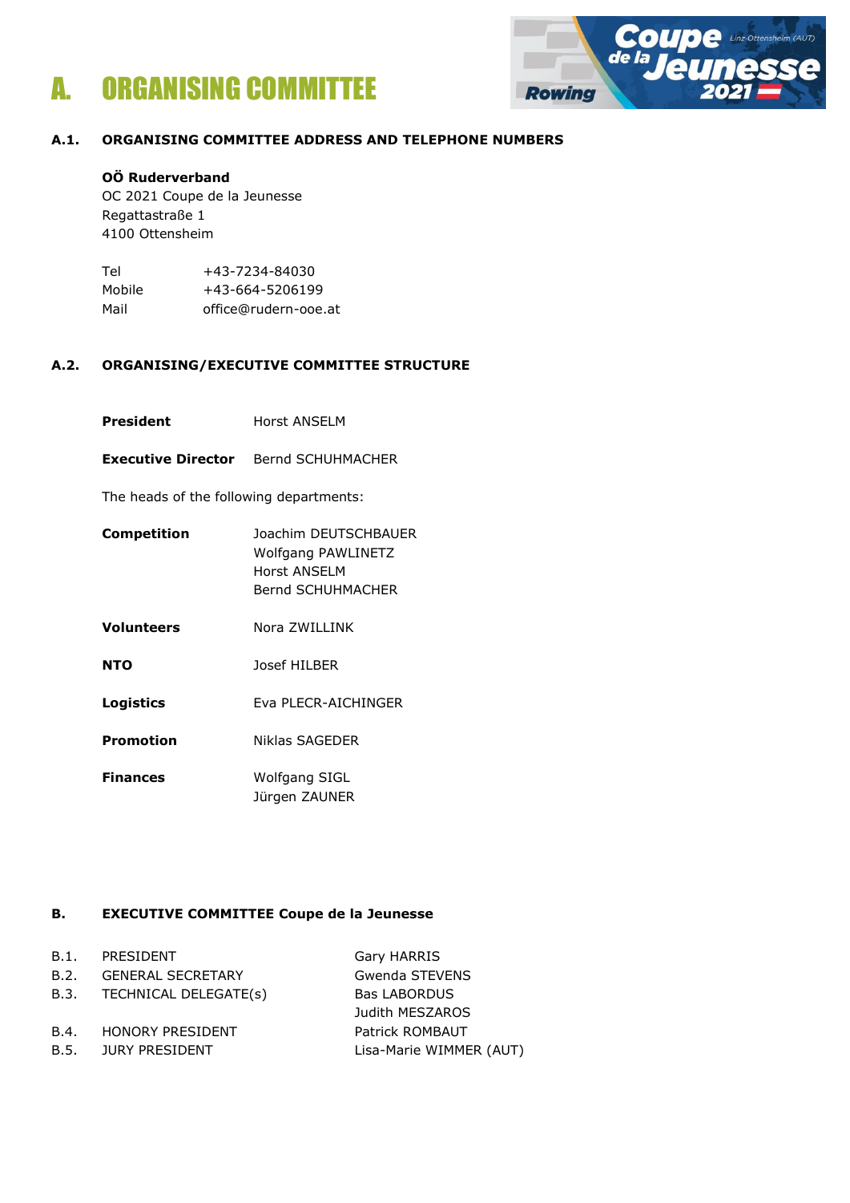# A. ORGANISING COMMITTEE

### A.1. ORGANISING COMMITTEE ADDRESS AND TELEPHONE NUMBERS

**OÖ Ruderverband**
OC 2021 Coupe de la Jeunesse
Regattastraße 1
4100 Ottensheim

| | |
|---|---|
| Tel | +43-7234-84030 |
| Mobile | +43-664-5206199 |
| Mail | office@rudern-ooe.at |

### A.2. ORGANISING/EXECUTIVE COMMITTEE STRUCTURE

**President** Horst ANSELM

**Executive Director** Bernd SCHUHMACHER

The heads of the following departments:

**Competition**
Joachim DEUTSCHBAUER
Wolfgang PAWLINETZ
Horst ANSELM
Bernd SCHUHMACHER

**Volunteers** Nora ZWILLINK

**NTO** Josef HILBER

**Logistics** Eva PLECR-AICHINGER

**Promotion** Niklas SAGEDER

**Finances**
Wolfgang SIGL
Jürgen ZAUNER

### B. EXECUTIVE COMMITTEE Coupe de la Jeunesse

| | | |
|---|---|---|
| B.1. | PRESIDENT | Gary HARRIS |
| B.2. | GENERAL SECRETARY | Gwenda STEVENS |
| B.3. | TECHNICAL DELEGATE(s) | Bas LABORDUS<br>Judith MESZAROS |
| B.4. | HONORY PRESIDENT | Patrick ROMBAUT |
| B.5. | JURY PRESIDENT | Lisa-Marie WIMMER (AUT) |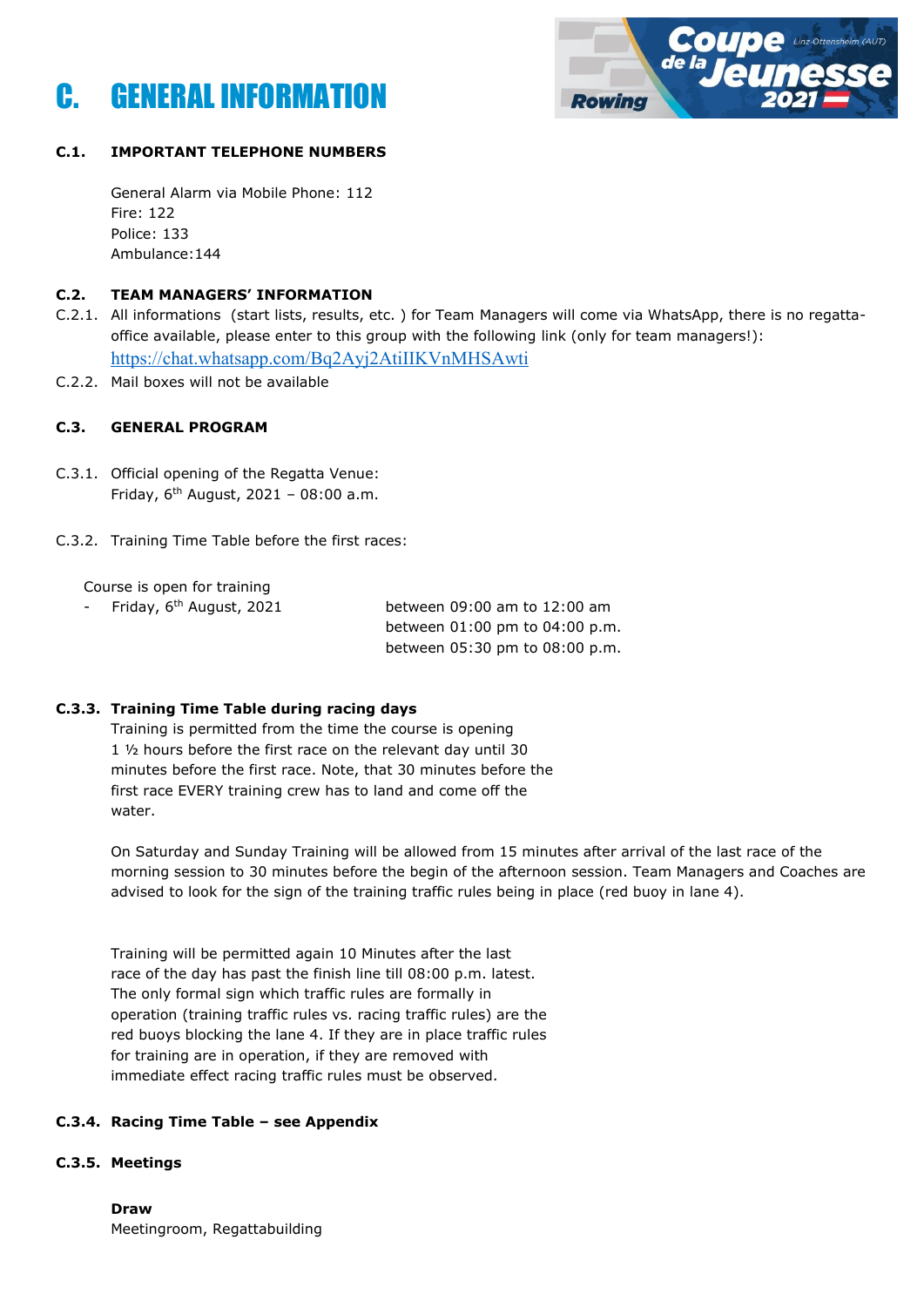# C. GENERAL INFORMATION

### C.1. IMPORTANT TELEPHONE NUMBERS

General Alarm via Mobile Phone: 112
Fire: 122
Police: 133
Ambulance:144

### C.2. TEAM MANAGERS' INFORMATION

C.2.1. All informations (start lists, results, etc. ) for Team Managers will come via WhatsApp, there is no regatta-office available, please enter to this group with the following link (only for team managers!): https://chat.whatsapp.com/Bq2Ayj2AtiIIKVnMHSAwti

C.2.2. Mail boxes will not be available

### C.3. GENERAL PROGRAM

C.3.1. Official opening of the Regatta Venue:
Friday, 6th August, 2021 – 08:00 a.m.

C.3.2. Training Time Table before the first races:

Course is open for training

- Friday, 6th August, 2021
  - between 09:00 am to 12:00 am
  - between 01:00 pm to 04:00 p.m.
  - between 05:30 pm to 08:00 p.m.

#### C.3.3. Training Time Table during racing days

Training is permitted from the time the course is opening 1 ½ hours before the first race on the relevant day until 30 minutes before the first race. Note, that 30 minutes before the first race EVERY training crew has to land and come off the water.

On Saturday and Sunday Training will be allowed from 15 minutes after arrival of the last race of the morning session to 30 minutes before the begin of the afternoon session. Team Managers and Coaches are advised to look for the sign of the training traffic rules being in place (red buoy in lane 4).

Training will be permitted again 10 Minutes after the last race of the day has past the finish line till 08:00 p.m. latest. The only formal sign which traffic rules are formally in operation (training traffic rules vs. racing traffic rules) are the red buoys blocking the lane 4. If they are in place traffic rules for training are in operation, if they are removed with immediate effect racing traffic rules must be observed.

#### C.3.4. Racing Time Table – see Appendix

#### C.3.5. Meetings

**Draw**
Meetingroom, Regattabuilding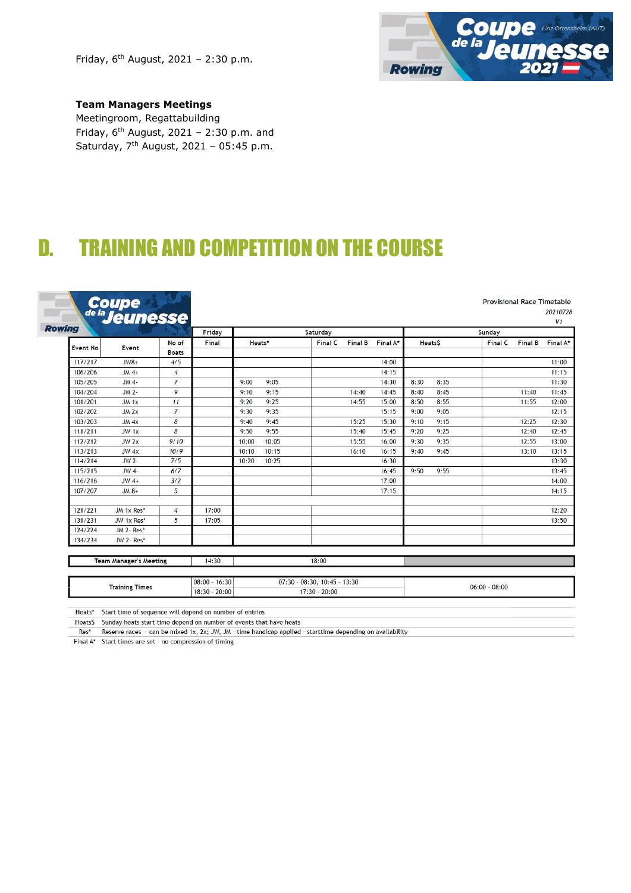Friday, 6th August, 2021 – 2:30 p.m.

**Team Managers Meetings**
Meetingroom, Regattabuilding
Friday, 6th August, 2021 – 2:30 p.m. and
Saturday, 7th August, 2021 – 05:45 p.m.

# D. TRAINING AND COMPETITION ON THE COURSE

Provisional Race Timetable
*20210728*
*V1*

| Event No | Event | No of Boats | Friday Final | Saturday Heats* | | Saturday Final C | Saturday Final B | Saturday Final A* | Sunday Heats$ | | Sunday Final C | Sunday Final B | Sunday Final A* |
|---|---|---|---|---|---|---|---|---|---|---|---|---|---|
| 117/217 | JW8+ | 4/5 | | | | | | 14:00 | | | | | 11:00 |
| 106/206 | JM 4+ | 4 | | | | | | 14:15 | | | | | 11:15 |
| 105/205 | JM 4- | 7 | | 9:00 | 9:05 | | | 14:30 | 8:30 | 8:35 | | | 11:30 |
| 104/204 | JM 2- | 9 | | 9:10 | 9:15 | | 14:40 | 14:45 | 8:40 | 8:45 | | 11:40 | 11:45 |
| 101/201 | JM 1x | 11 | | 9:20 | 9:25 | | 14:55 | 15:00 | 8:50 | 8:55 | | 11:55 | 12:00 |
| 102/202 | JM 2x | 7 | | 9:30 | 9:35 | | | 15:15 | 9:00 | 9:05 | | | 12:15 |
| 103/203 | JM 4x | 8 | | 9:40 | 9:45 | | 15:25 | 15:30 | 9:10 | 9:15 | | 12:25 | 12:30 |
| 111/211 | JW 1x | 8 | | 9:50 | 9:55 | | 15:40 | 15:45 | 9:20 | 9:25 | | 12:40 | 12:45 |
| 112/212 | JW 2x | 9/10 | | 10:00 | 10:05 | | 15:55 | 16:00 | 9:30 | 9:35 | | 12:55 | 13:00 |
| 113/213 | JW 4x | 10/9 | | 10:10 | 10:15 | | 16:10 | 16:15 | 9:40 | 9:45 | | 13:10 | 13:15 |
| 114/214 | JW 2- | 7/5 | | 10:20 | 10:25 | | | 16:30 | | | | | 13:30 |
| 115/215 | JW 4- | 6/7 | | | | | | 16:45 | 9:50 | 9:55 | | | 13:45 |
| 116/216 | JW 4+ | 3/2 | | | | | | 17:00 | | | | | 14:00 |
| 107/207 | JM 8+ | 5 | | | | | | 17:15 | | | | | 14:15 |
| | | | | | | | | | | | | | |
| 121/221 | JM 1x Res* | 4 | 17:00 | | | | | | | | | | 12:20 |
| 131/231 | JW 1x Res* | 5 | 17:05 | | | | | | | | | | 13:50 |
| 124/224 | JM 2- Res* | | | | | | | | | | | | |
| 134/234 | JW 2- Res* | | | | | | | | | | | | |

| | Friday | Saturday | Sunday |
|---|---|---|---|
| Team Manager's Meeting | 14:30 | 18:00 | |
| Training Times | 08:00 - 16:30<br>18:30 - 20:00 | 07:30 - 08:30, 10:45 - 13:30<br>17:30 - 20:00 | 06:00 - 08:00 |

Heats* Start time of sequence will depend on number of entries
Heats$ Sunday heats start time depend on number of events that have heats
Res* Reserve races - can be mixed 1x, 2x; JW, JM - time handicap applied - starttime depending on availability
Final A* Start times are set - no compression of timing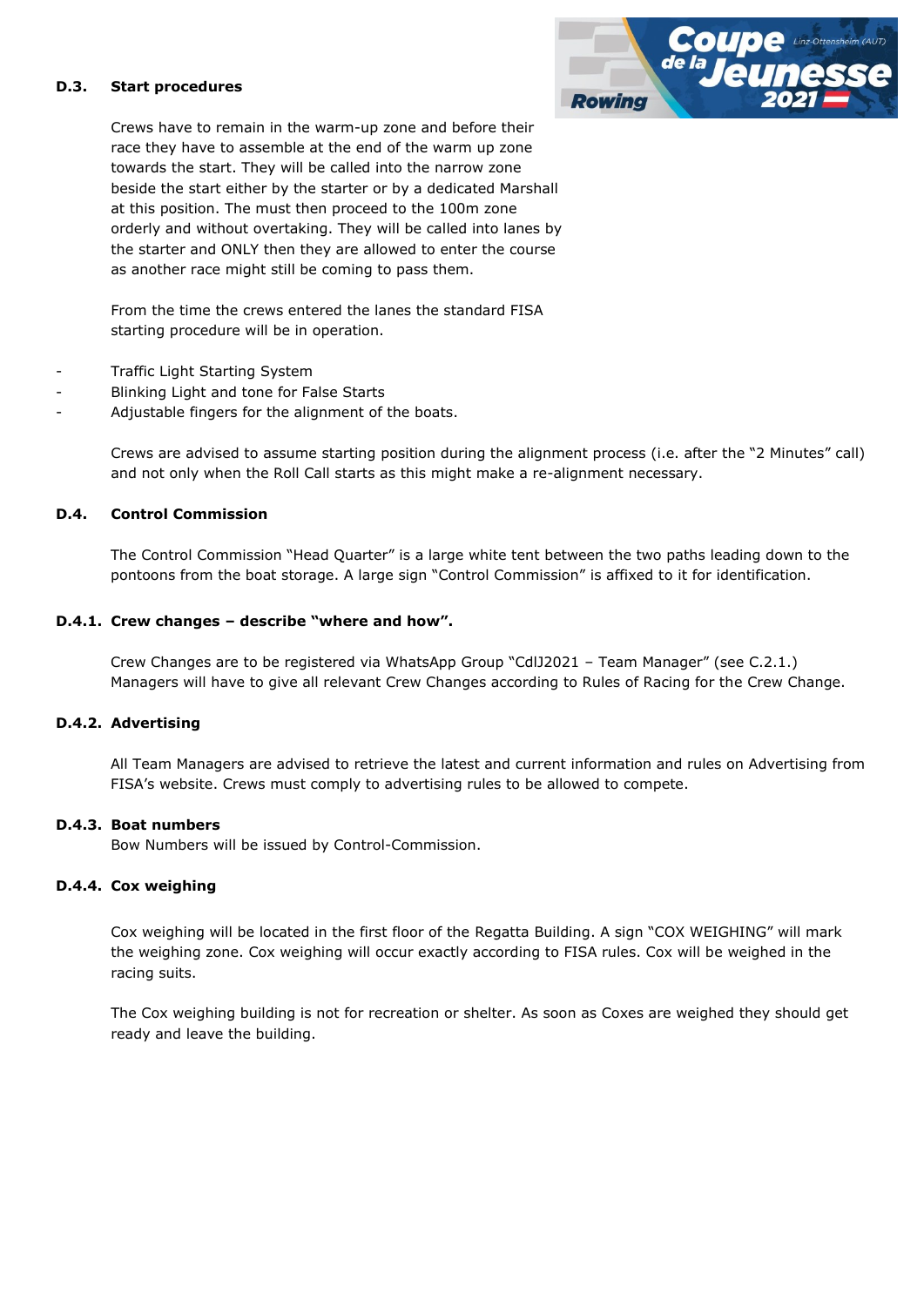### D.3. Start procedures

Crews have to remain in the warm-up zone and before their race they have to assemble at the end of the warm up zone towards the start. They will be called into the narrow zone beside the start either by the starter or by a dedicated Marshall at this position. The must then proceed to the 100m zone orderly and without overtaking. They will be called into lanes by the starter and ONLY then they are allowed to enter the course as another race might still be coming to pass them.

From the time the crews entered the lanes the standard FISA starting procedure will be in operation.

- Traffic Light Starting System
- Blinking Light and tone for False Starts
- Adjustable fingers for the alignment of the boats.

Crews are advised to assume starting position during the alignment process (i.e. after the "2 Minutes" call) and not only when the Roll Call starts as this might make a re-alignment necessary.

### D.4. Control Commission

The Control Commission "Head Quarter" is a large white tent between the two paths leading down to the pontoons from the boat storage. A large sign "Control Commission" is affixed to it for identification.

#### D.4.1. Crew changes – describe "where and how".

Crew Changes are to be registered via WhatsApp Group "CdlJ2021 – Team Manager" (see C.2.1.) Managers will have to give all relevant Crew Changes according to Rules of Racing for the Crew Change.

#### D.4.2. Advertising

All Team Managers are advised to retrieve the latest and current information and rules on Advertising from FISA's website. Crews must comply to advertising rules to be allowed to compete.

#### D.4.3. Boat numbers

Bow Numbers will be issued by Control-Commission.

#### D.4.4. Cox weighing

Cox weighing will be located in the first floor of the Regatta Building. A sign "COX WEIGHING" will mark the weighing zone. Cox weighing will occur exactly according to FISA rules. Cox will be weighed in the racing suits.

The Cox weighing building is not for recreation or shelter. As soon as Coxes are weighed they should get ready and leave the building.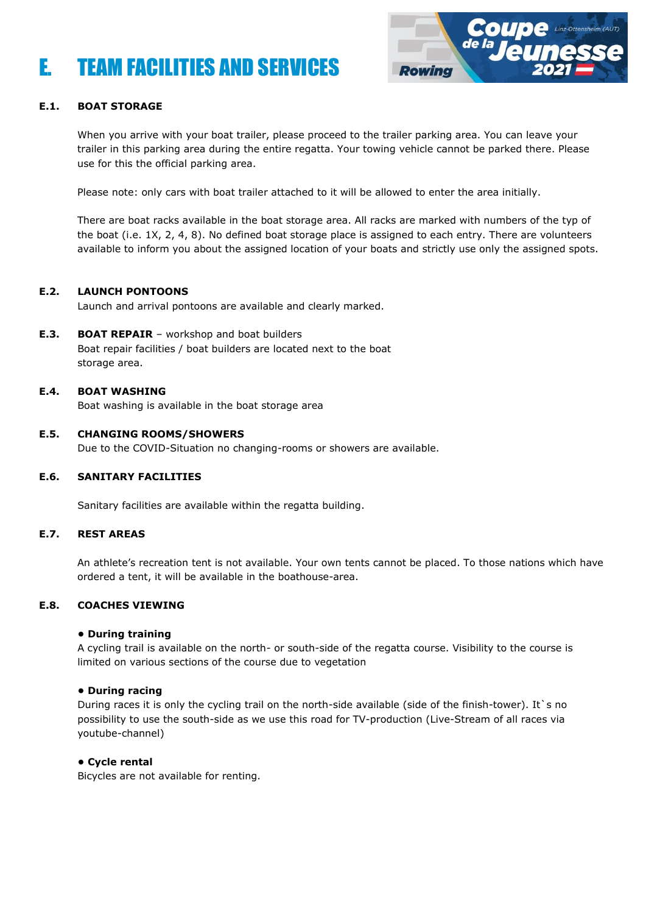# E. TEAM FACILITIES AND SERVICES

## E.1. BOAT STORAGE

When you arrive with your boat trailer, please proceed to the trailer parking area. You can leave your trailer in this parking area during the entire regatta. Your towing vehicle cannot be parked there. Please use for this the official parking area.

Please note: only cars with boat trailer attached to it will be allowed to enter the area initially.

There are boat racks available in the boat storage area. All racks are marked with numbers of the typ of the boat (i.e. 1X, 2, 4, 8). No defined boat storage place is assigned to each entry. There are volunteers available to inform you about the assigned location of your boats and strictly use only the assigned spots.

## E.2. LAUNCH PONTOONS

Launch and arrival pontoons are available and clearly marked.

## E.3. BOAT REPAIR – workshop and boat builders

Boat repair facilities / boat builders are located next to the boat storage area.

## E.4. BOAT WASHING

Boat washing is available in the boat storage area

## E.5. CHANGING ROOMS/SHOWERS

Due to the COVID-Situation no changing-rooms or showers are available.

## E.6. SANITARY FACILITIES

Sanitary facilities are available within the regatta building.

## E.7. REST AREAS

An athlete's recreation tent is not available. Your own tents cannot be placed. To those nations which have ordered a tent, it will be available in the boathouse-area.

## E.8. COACHES VIEWING

- **During training**

A cycling trail is available on the north- or south-side of the regatta course. Visibility to the course is limited on various sections of the course due to vegetation

- **During racing**

During races it is only the cycling trail on the north-side available (side of the finish-tower). It`s no possibility to use the south-side as we use this road for TV-production (Live-Stream of all races via youtube-channel)

- **Cycle rental**

Bicycles are not available for renting.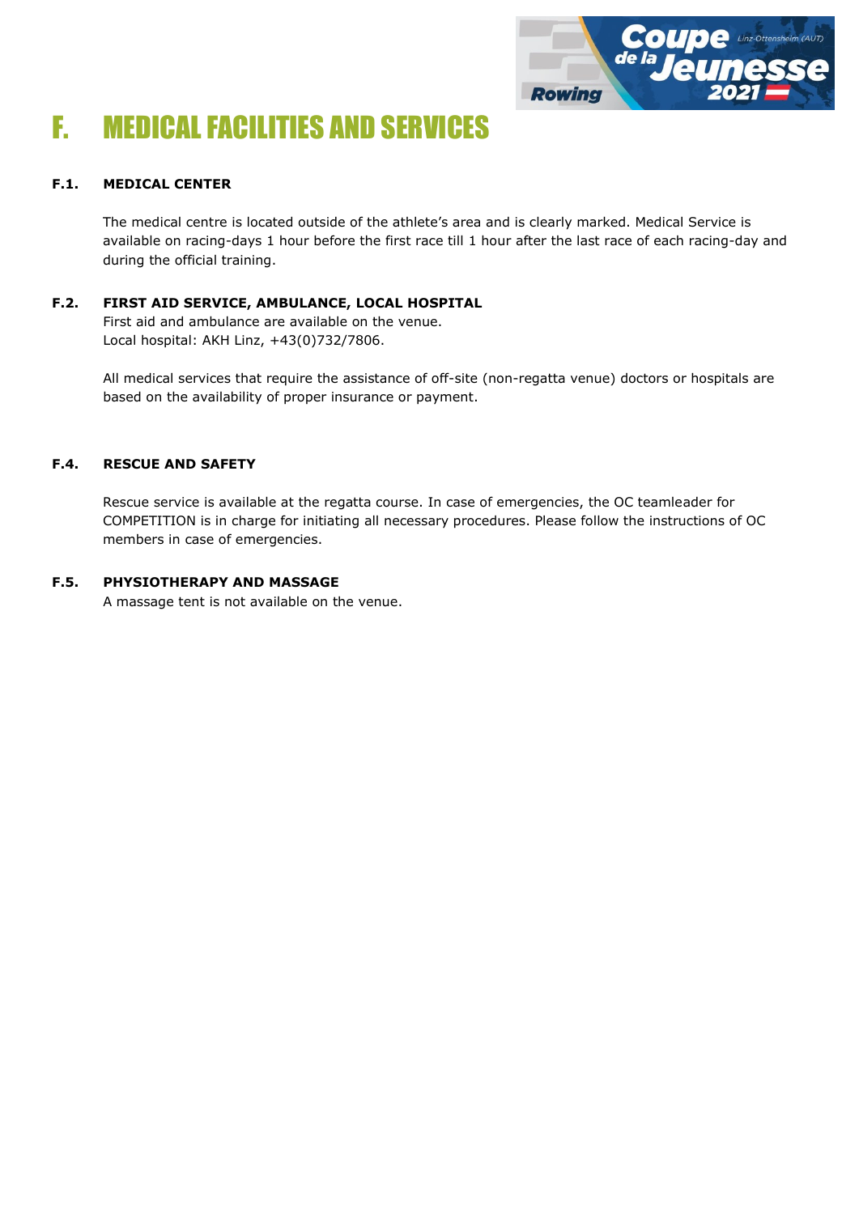# F. MEDICAL FACILITIES AND SERVICES

### F.1. MEDICAL CENTER

The medical centre is located outside of the athlete's area and is clearly marked. Medical Service is available on racing-days 1 hour before the first race till 1 hour after the last race of each racing-day and during the official training.

### F.2. FIRST AID SERVICE, AMBULANCE, LOCAL HOSPITAL

First aid and ambulance are available on the venue.
Local hospital: AKH Linz, +43(0)732/7806.

All medical services that require the assistance of off-site (non-regatta venue) doctors or hospitals are based on the availability of proper insurance or payment.

### F.4. RESCUE AND SAFETY

Rescue service is available at the regatta course. In case of emergencies, the OC teamleader for COMPETITION is in charge for initiating all necessary procedures. Please follow the instructions of OC members in case of emergencies.

### F.5. PHYSIOTHERAPY AND MASSAGE

A massage tent is not available on the venue.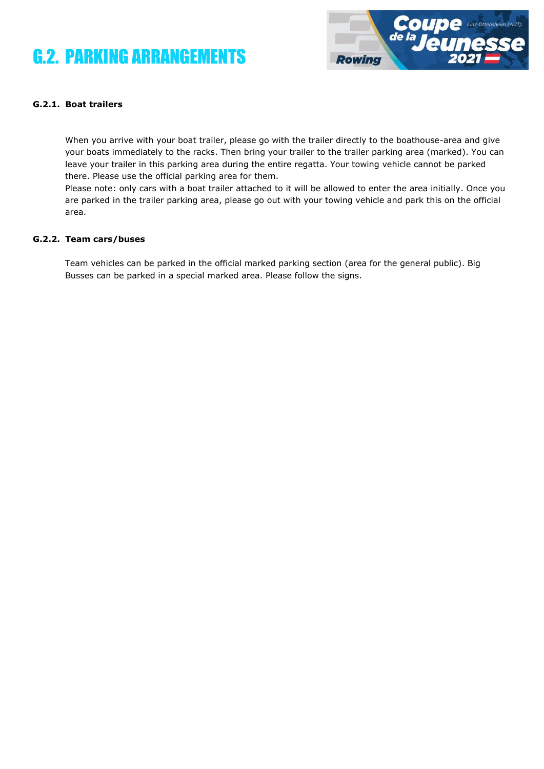# G.2. PARKING ARRANGEMENTS

### G.2.1. Boat trailers

When you arrive with your boat trailer, please go with the trailer directly to the boathouse-area and give your boats immediately to the racks. Then bring your trailer to the trailer parking area (marked). You can leave your trailer in this parking area during the entire regatta. Your towing vehicle cannot be parked there. Please use the official parking area for them.
Please note: only cars with a boat trailer attached to it will be allowed to enter the area initially. Once you are parked in the trailer parking area, please go out with your towing vehicle and park this on the official area.

### G.2.2. Team cars/buses

Team vehicles can be parked in the official marked parking section (area for the general public). Big Busses can be parked in a special marked area. Please follow the signs.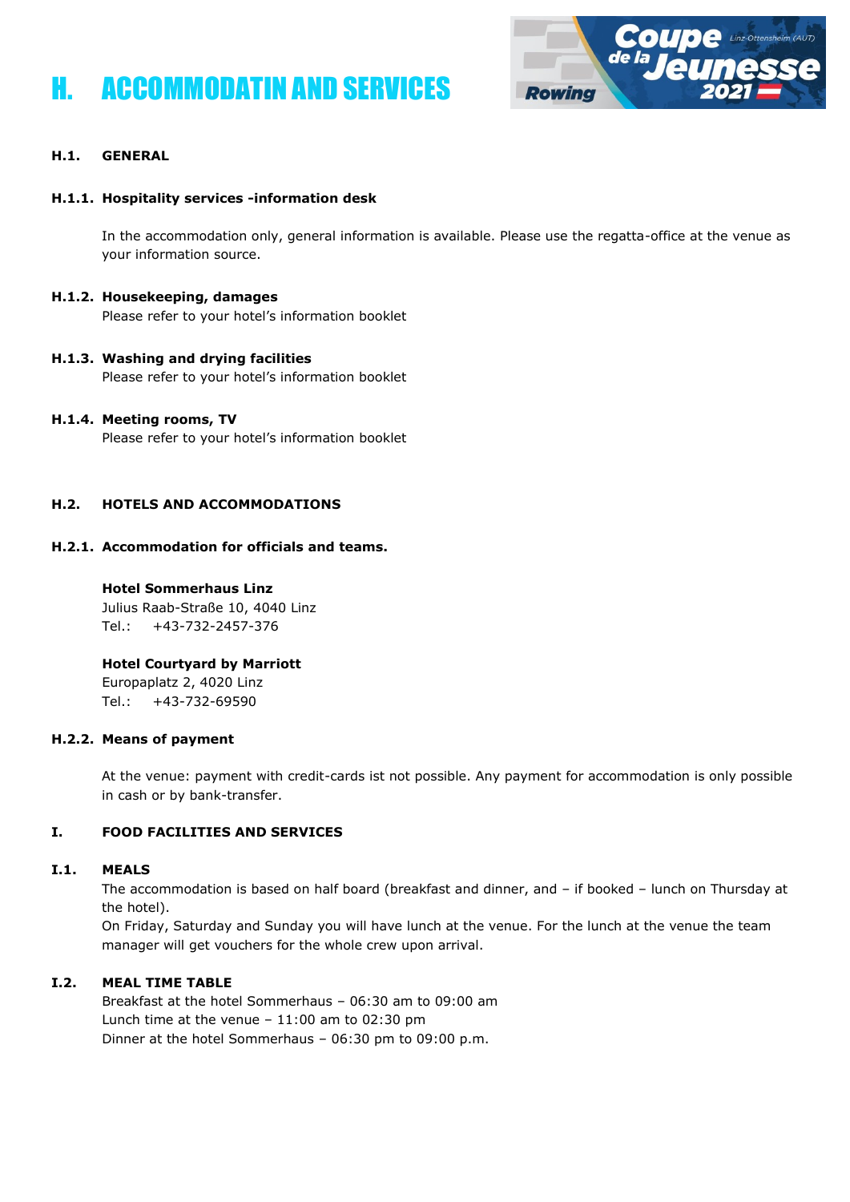# H. ACCOMMODATIN AND SERVICES

## H.1. GENERAL

### H.1.1. Hospitality services -information desk

In the accommodation only, general information is available. Please use the regatta-office at the venue as your information source.

### H.1.2. Housekeeping, damages

Please refer to your hotel's information booklet

### H.1.3. Washing and drying facilities

Please refer to your hotel's information booklet

### H.1.4. Meeting rooms, TV

Please refer to your hotel's information booklet

## H.2. HOTELS AND ACCOMMODATIONS

### H.2.1. Accommodation for officials and teams.

**Hotel Sommerhaus Linz**
Julius Raab-Straße 10, 4040 Linz
Tel.: +43-732-2457-376

**Hotel Courtyard by Marriott**
Europaplatz 2, 4020 Linz
Tel.: +43-732-69590

### H.2.2. Means of payment

At the venue: payment with credit-cards ist not possible. Any payment for accommodation is only possible in cash or by bank-transfer.

# I. FOOD FACILITIES AND SERVICES

## I.1. MEALS

The accommodation is based on half board (breakfast and dinner, and – if booked – lunch on Thursday at the hotel).
On Friday, Saturday and Sunday you will have lunch at the venue. For the lunch at the venue the team manager will get vouchers for the whole crew upon arrival.

## I.2. MEAL TIME TABLE

Breakfast at the hotel Sommerhaus – 06:30 am to 09:00 am
Lunch time at the venue – 11:00 am to 02:30 pm
Dinner at the hotel Sommerhaus – 06:30 pm to 09:00 p.m.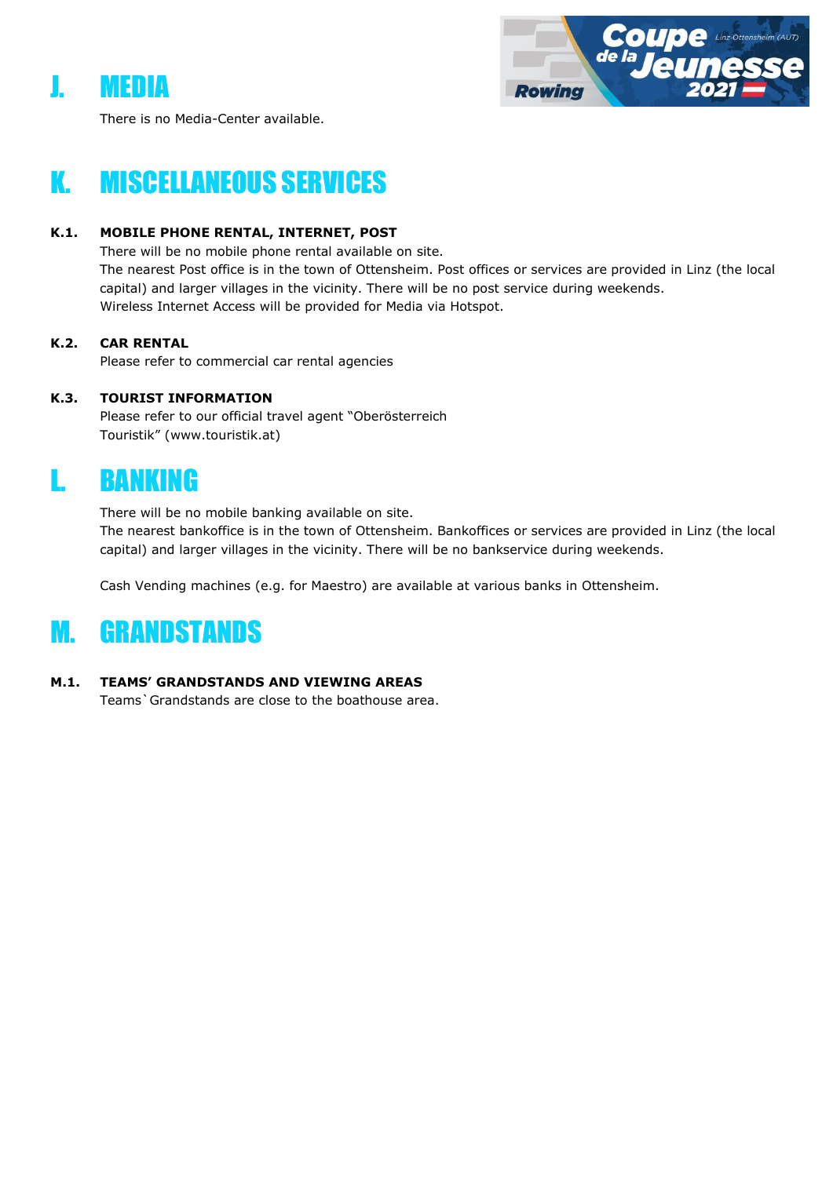# J. MEDIA

There is no Media-Center available.

# K. MISCELLANEOUS SERVICES

### K.1. MOBILE PHONE RENTAL, INTERNET, POST

There will be no mobile phone rental available on site.
The nearest Post office is in the town of Ottensheim. Post offices or services are provided in Linz (the local capital) and larger villages in the vicinity. There will be no post service during weekends.
Wireless Internet Access will be provided for Media via Hotspot.

### K.2. CAR RENTAL

Please refer to commercial car rental agencies

### K.3. TOURIST INFORMATION

Please refer to our official travel agent "Oberösterreich Touristik" (www.touristik.at)

# L. BANKING

There will be no mobile banking available on site.
The nearest bankoffice is in the town of Ottensheim. Bankoffices or services are provided in Linz (the local capital) and larger villages in the vicinity. There will be no bankservice during weekends.

Cash Vending machines (e.g. for Maestro) are available at various banks in Ottensheim.

# M. GRANDSTANDS

### M.1. TEAMS' GRANDSTANDS AND VIEWING AREAS

Teams`Grandstands are close to the boathouse area.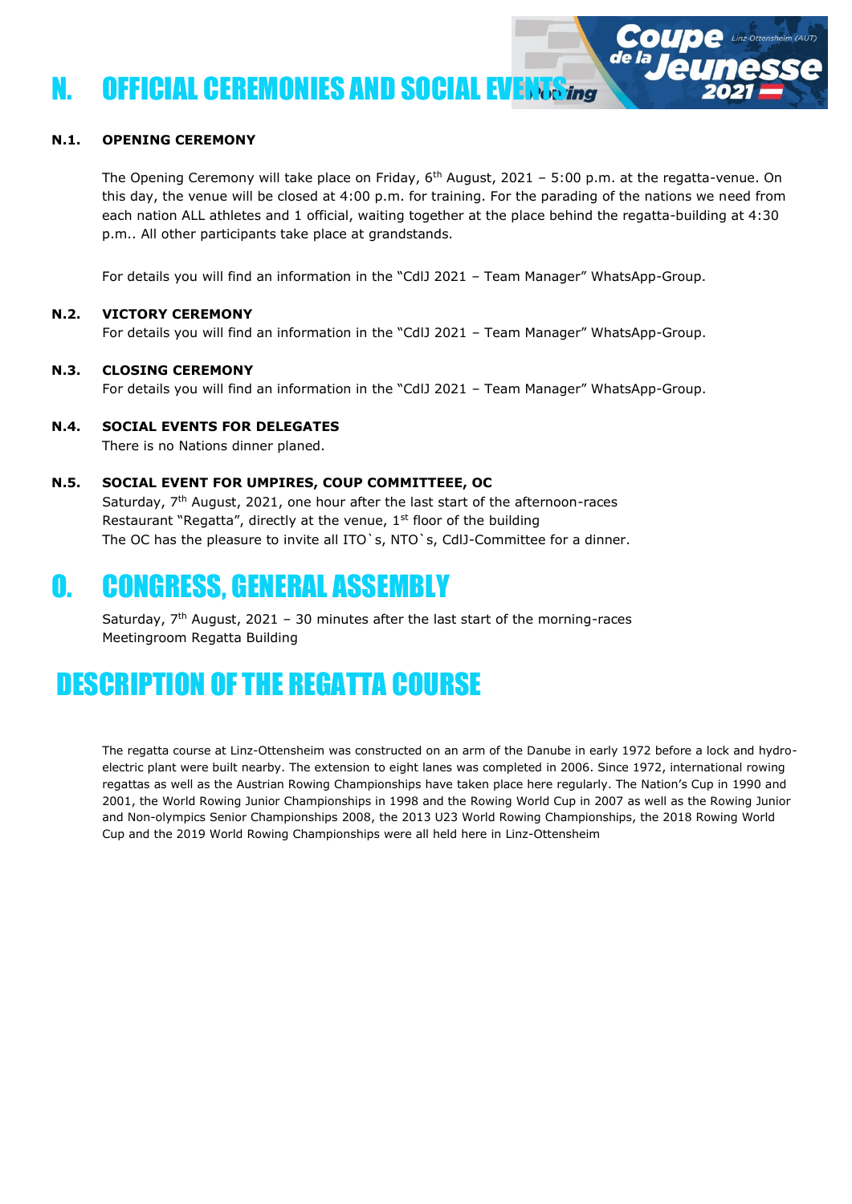# N. OFFICIAL CEREMONIES AND SOCIAL EVENTS

### N.1. OPENING CEREMONY

The Opening Ceremony will take place on Friday, 6th August, 2021 – 5:00 p.m. at the regatta-venue. On this day, the venue will be closed at 4:00 p.m. for training. For the parading of the nations we need from each nation ALL athletes and 1 official, waiting together at the place behind the regatta-building at 4:30 p.m.. All other participants take place at grandstands.

For details you will find an information in the "CdlJ 2021 – Team Manager" WhatsApp-Group.

### N.2. VICTORY CEREMONY

For details you will find an information in the "CdlJ 2021 – Team Manager" WhatsApp-Group.

### N.3. CLOSING CEREMONY

For details you will find an information in the "CdlJ 2021 – Team Manager" WhatsApp-Group.

### N.4. SOCIAL EVENTS FOR DELEGATES

There is no Nations dinner planed.

### N.5. SOCIAL EVENT FOR UMPIRES, COUP COMMITTEEE, OC

Saturday, 7th August, 2021, one hour after the last start of the afternoon-races
Restaurant "Regatta", directly at the venue, 1st floor of the building
The OC has the pleasure to invite all ITO`s, NTO`s, CdlJ-Committee for a dinner.

# O. CONGRESS, GENERAL ASSEMBLY

Saturday, 7th August, 2021 – 30 minutes after the last start of the morning-races
Meetingroom Regatta Building

# DESCRIPTION OF THE REGATTA COURSE

The regatta course at Linz-Ottensheim was constructed on an arm of the Danube in early 1972 before a lock and hydro-electric plant were built nearby. The extension to eight lanes was completed in 2006. Since 1972, international rowing regattas as well as the Austrian Rowing Championships have taken place here regularly. The Nation's Cup in 1990 and 2001, the World Rowing Junior Championships in 1998 and the Rowing World Cup in 2007 as well as the Rowing Junior and Non-olympics Senior Championships 2008, the 2013 U23 World Rowing Championships, the 2018 Rowing World Cup and the 2019 World Rowing Championships were all held here in Linz-Ottensheim